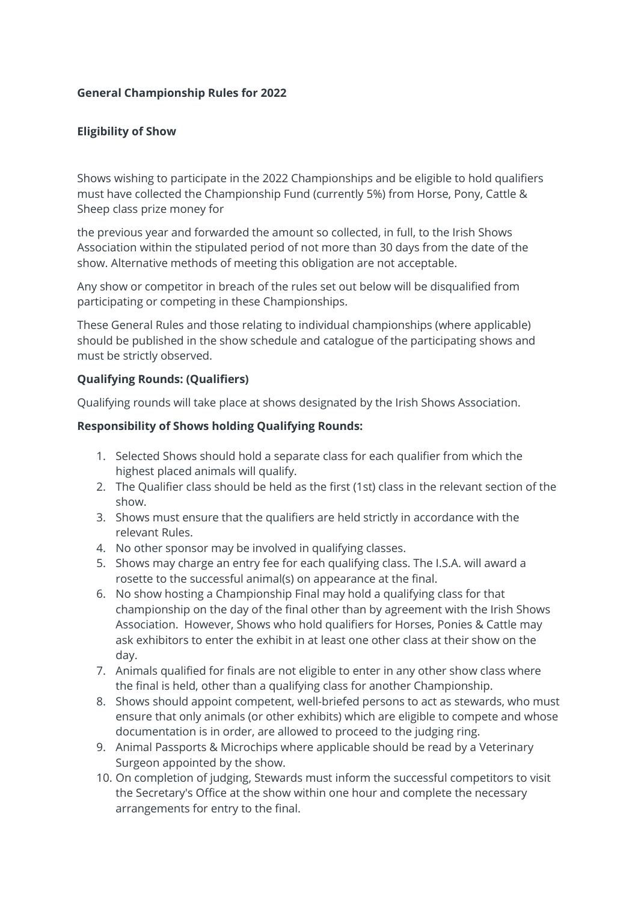**General Championship Rules for 2022**

**Eligibility of Show**

Shows wishing to participate in the 2022 Championships and be eligible to hold qualifiers must have collected the Championship Fund (currently 5%) from Horse, Pony, Cattle & Sheep class prize money for

the previous year and forwarded the amount so collected, in full, to the Irish Shows Association within the stipulated period of not more than 30 days from the date of the show. Alternative methods of meeting this obligation are not acceptable.

Any show or competitor in breach of the rules set out below will be disqualified from participating or competing in these Championships.

These General Rules and those relating to individual championships (where applicable) should be published in the show schedule and catalogue of the participating shows and must be strictly observed.

**Qualifying Rounds: (Qualifiers)**

Qualifying rounds will take place at shows designated by the Irish Shows Association.

**Responsibility of Shows holding Qualifying Rounds:**

1. Selected Shows should hold a separate class for each qualifier from which the highest placed animals will qualify.
2. The Qualifier class should be held as the first (1st) class in the relevant section of the show.
3. Shows must ensure that the qualifiers are held strictly in accordance with the relevant Rules.
4. No other sponsor may be involved in qualifying classes.
5. Shows may charge an entry fee for each qualifying class. The I.S.A. will award a rosette to the successful animal(s) on appearance at the final.
6. No show hosting a Championship Final may hold a qualifying class for that championship on the day of the final other than by agreement with the Irish Shows Association. However, Shows who hold qualifiers for Horses, Ponies & Cattle may ask exhibitors to enter the exhibit in at least one other class at their show on the day.
7. Animals qualified for finals are not eligible to enter in any other show class where the final is held, other than a qualifying class for another Championship.
8. Shows should appoint competent, well-briefed persons to act as stewards, who must ensure that only animals (or other exhibits) which are eligible to compete and whose documentation is in order, are allowed to proceed to the judging ring.
9. Animal Passports & Microchips where applicable should be read by a Veterinary Surgeon appointed by the show.
10. On completion of judging, Stewards must inform the successful competitors to visit the Secretary's Office at the show within one hour and complete the necessary arrangements for entry to the final.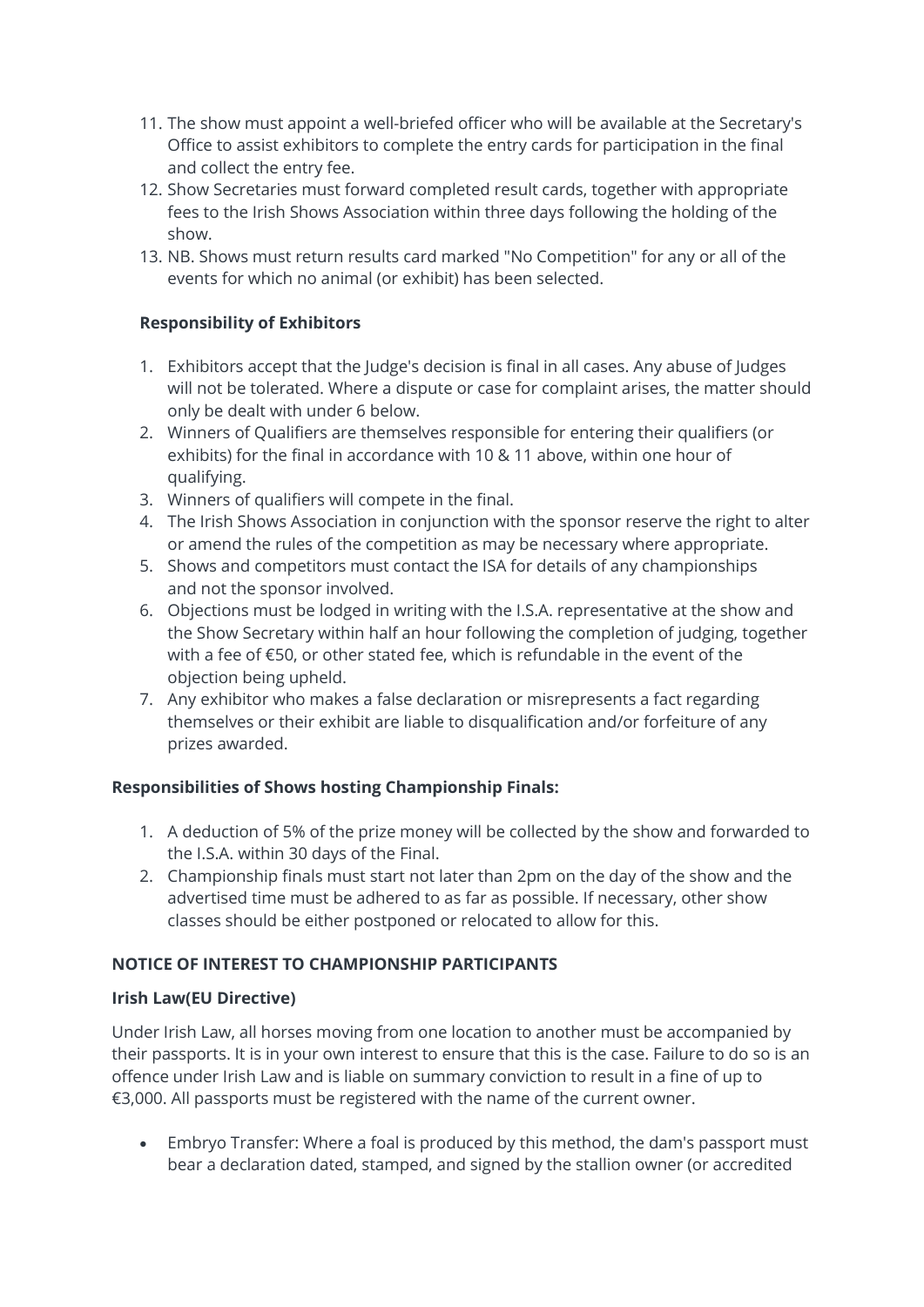11. The show must appoint a well-briefed officer who will be available at the Secretary's Office to assist exhibitors to complete the entry cards for participation in the final and collect the entry fee.
12. Show Secretaries must forward completed result cards, together with appropriate fees to the Irish Shows Association within three days following the holding of the show.
13. NB. Shows must return results card marked "No Competition" for any or all of the events for which no animal (or exhibit) has been selected.

**Responsibility of Exhibitors**

1. Exhibitors accept that the Judge's decision is final in all cases. Any abuse of Judges will not be tolerated. Where a dispute or case for complaint arises, the matter should only be dealt with under 6 below.
2. Winners of Qualifiers are themselves responsible for entering their qualifiers (or exhibits) for the final in accordance with 10 & 11 above, within one hour of qualifying.
3. Winners of qualifiers will compete in the final.
4. The Irish Shows Association in conjunction with the sponsor reserve the right to alter or amend the rules of the competition as may be necessary where appropriate.
5. Shows and competitors must contact the ISA for details of any championships and not the sponsor involved.
6. Objections must be lodged in writing with the I.S.A. representative at the show and the Show Secretary within half an hour following the completion of judging, together with a fee of €50, or other stated fee, which is refundable in the event of the objection being upheld.
7. Any exhibitor who makes a false declaration or misrepresents a fact regarding themselves or their exhibit are liable to disqualification and/or forfeiture of any prizes awarded.

**Responsibilities of Shows hosting Championship Finals:**

1. A deduction of 5% of the prize money will be collected by the show and forwarded to the I.S.A. within 30 days of the Final.
2. Championship finals must start not later than 2pm on the day of the show and the advertised time must be adhered to as far as possible. If necessary, other show classes should be either postponed or relocated to allow for this.

**NOTICE OF INTEREST TO CHAMPIONSHIP PARTICIPANTS**

**Irish Law(EU Directive)**

Under Irish Law, all horses moving from one location to another must be accompanied by their passports. It is in your own interest to ensure that this is the case. Failure to do so is an offence under Irish Law and is liable on summary conviction to result in a fine of up to €3,000. All passports must be registered with the name of the current owner.

- Embryo Transfer: Where a foal is produced by this method, the dam's passport must bear a declaration dated, stamped, and signed by the stallion owner (or accredited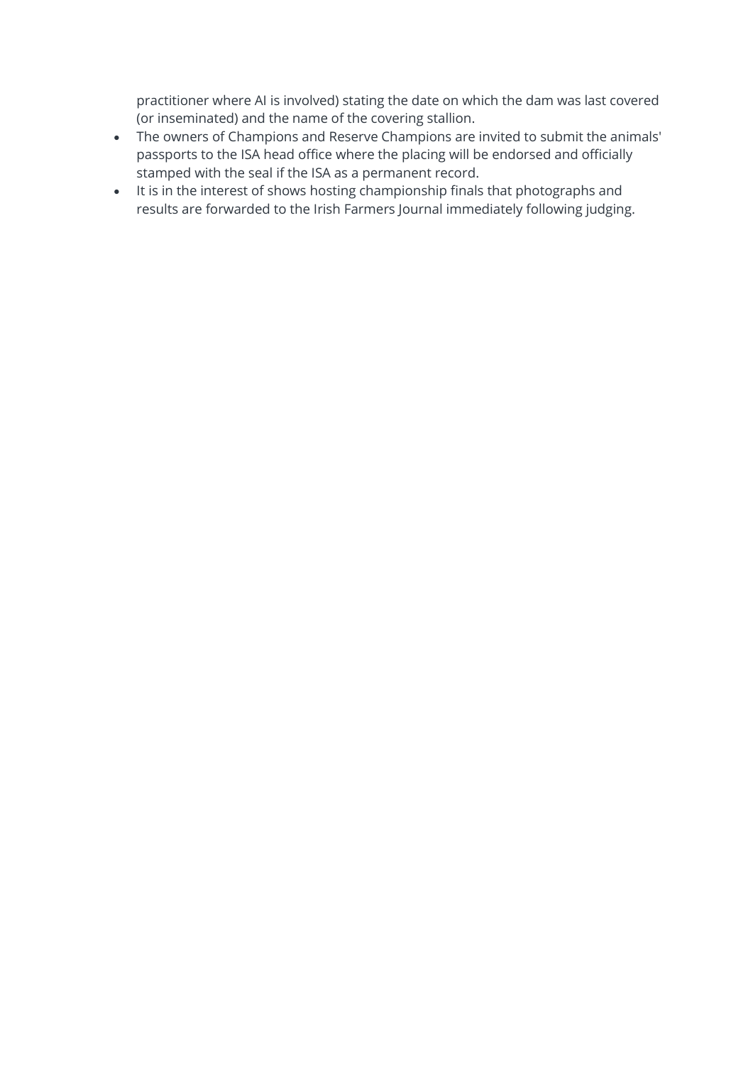practitioner where AI is involved) stating the date on which the dam was last covered (or inseminated) and the name of the covering stallion.

- The owners of Champions and Reserve Champions are invited to submit the animals' passports to the ISA head office where the placing will be endorsed and officially stamped with the seal if the ISA as a permanent record.
- It is in the interest of shows hosting championship finals that photographs and results are forwarded to the Irish Farmers Journal immediately following judging.